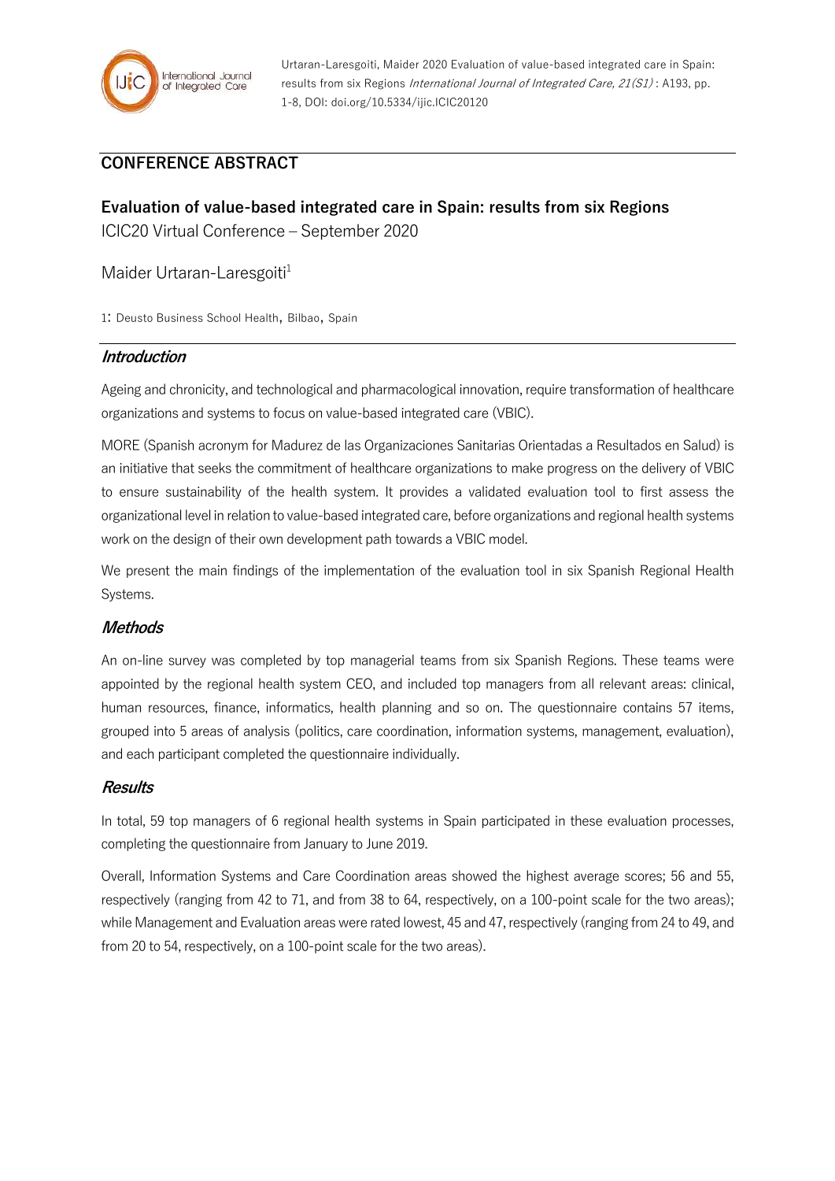Urtaran-Laresgoiti, Maider 2020 Evaluation of value-based integrated care in Spain: results from six Regions *International Journal of Integrated Care, 21(S1)* : A193, pp. 1-8, DOI: doi.org/10.5334/ijic.ICIC20120

## CONFERENCE ABSTRACT

# Evaluation of value-based integrated care in Spain: results from six Regions

ICIC20 Virtual Conference – September 2020

Maider Urtaran-Laresgoiti[1]

1: Deusto Business School Health, Bilbao, Spain

### *Introduction*

Ageing and chronicity, and technological and pharmacological innovation, require transformation of healthcare organizations and systems to focus on value-based integrated care (VBIC).

MORE (Spanish acronym for Madurez de las Organizaciones Sanitarias Orientadas a Resultados en Salud) is an initiative that seeks the commitment of healthcare organizations to make progress on the delivery of VBIC to ensure sustainability of the health system. It provides a validated evaluation tool to first assess the organizational level in relation to value-based integrated care, before organizations and regional health systems work on the design of their own development path towards a VBIC model.

We present the main findings of the implementation of the evaluation tool in six Spanish Regional Health Systems.

### *Methods*

An on-line survey was completed by top managerial teams from six Spanish Regions. These teams were appointed by the regional health system CEO, and included top managers from all relevant areas: clinical, human resources, finance, informatics, health planning and so on. The questionnaire contains 57 items, grouped into 5 areas of analysis (politics, care coordination, information systems, management, evaluation), and each participant completed the questionnaire individually.

### *Results*

In total, 59 top managers of 6 regional health systems in Spain participated in these evaluation processes, completing the questionnaire from January to June 2019.

Overall, Information Systems and Care Coordination areas showed the highest average scores; 56 and 55, respectively (ranging from 42 to 71, and from 38 to 64, respectively, on a 100-point scale for the two areas); while Management and Evaluation areas were rated lowest, 45 and 47, respectively (ranging from 24 to 49, and from 20 to 54, respectively, on a 100-point scale for the two areas).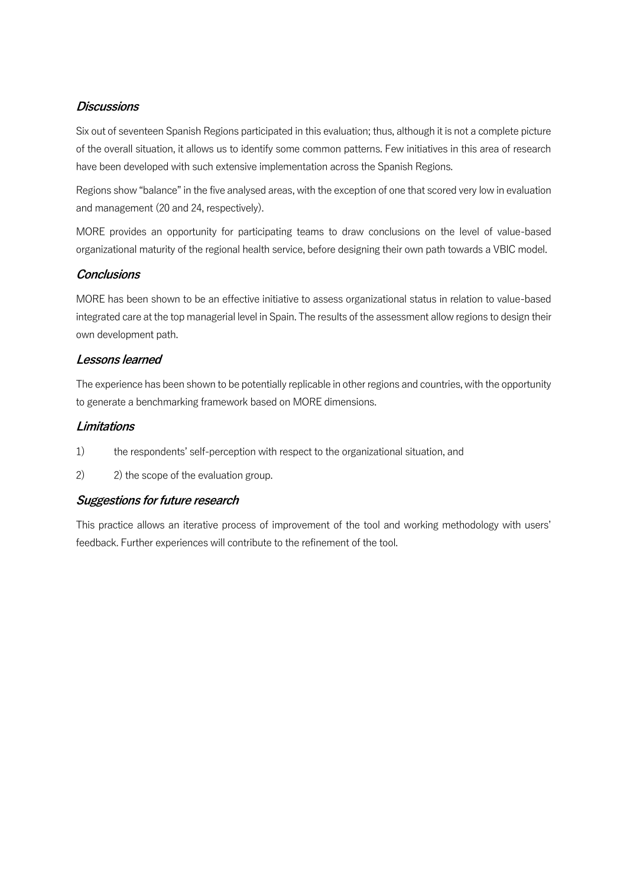### *Discussions*

Six out of seventeen Spanish Regions participated in this evaluation; thus, although it is not a complete picture of the overall situation, it allows us to identify some common patterns. Few initiatives in this area of research have been developed with such extensive implementation across the Spanish Regions.

Regions show “balance” in the five analysed areas, with the exception of one that scored very low in evaluation and management (20 and 24, respectively).

MORE provides an opportunity for participating teams to draw conclusions on the level of value-based organizational maturity of the regional health service, before designing their own path towards a VBIC model.

### *Conclusions*

MORE has been shown to be an effective initiative to assess organizational status in relation to value-based integrated care at the top managerial level in Spain. The results of the assessment allow regions to design their own development path.

### *Lessons learned*

The experience has been shown to be potentially replicable in other regions and countries, with the opportunity to generate a benchmarking framework based on MORE dimensions.

### *Limitations*

1) the respondents’ self-perception with respect to the organizational situation, and

2) 2) the scope of the evaluation group.

### *Suggestions for future research*

This practice allows an iterative process of improvement of the tool and working methodology with users’ feedback. Further experiences will contribute to the refinement of the tool.